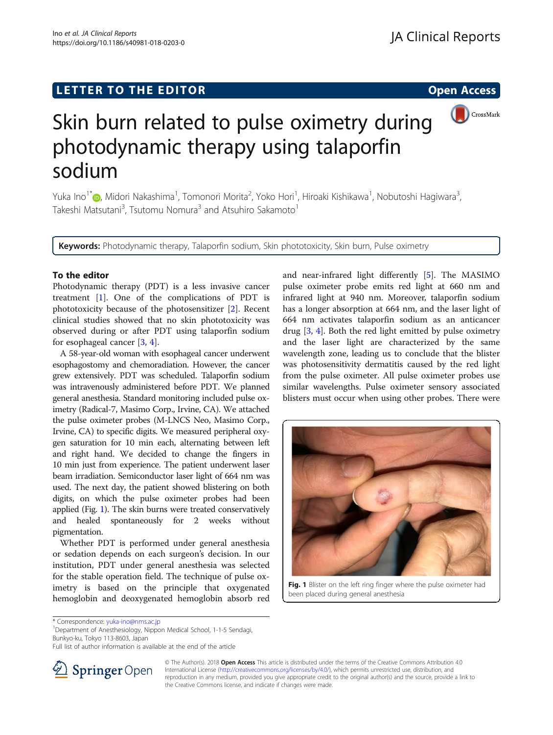LETTER TO THE EDITOR — Open Access

# Skin burn related to pulse oximetry during photodynamic therapy using talaporfin sodium

Yuka Ino[1*], Midori Nakashima[1], Tomonori Morita[2], Yoko Hori[1], Hiroaki Kishikawa[1], Nobutoshi Hagiwara[3], Takeshi Matsutani[3], Tsutomu Nomura[3] and Atsuhiro Sakamoto[1]

**Keywords:** Photodynamic therapy, Talaporfin sodium, Skin phototoxicity, Skin burn, Pulse oximetry

## To the editor

Photodynamic therapy (PDT) is a less invasive cancer treatment [1]. One of the complications of PDT is phototoxicity because of the photosensitizer [2]. Recent clinical studies showed that no skin phototoxicity was observed during or after PDT using talaporfin sodium for esophageal cancer [3, 4].

A 58-year-old woman with esophageal cancer underwent esophagostomy and chemoradiation. However, the cancer grew extensively. PDT was scheduled. Talaporfin sodium was intravenously administered before PDT. We planned general anesthesia. Standard monitoring included pulse oximetry (Radical-7, Masimo Corp., Irvine, CA). We attached the pulse oximeter probes (M-LNCS Neo, Masimo Corp., Irvine, CA) to specific digits. We measured peripheral oxygen saturation for 10 min each, alternating between left and right hand. We decided to change the fingers in 10 min just from experience. The patient underwent laser beam irradiation. Semiconductor laser light of 664 nm was used. The next day, the patient showed blistering on both digits, on which the pulse oximeter probes had been applied (Fig. 1). The skin burns were treated conservatively and healed spontaneously for 2 weeks without pigmentation.

Whether PDT is performed under general anesthesia or sedation depends on each surgeon's decision. In our institution, PDT under general anesthesia was selected for the stable operation field. The technique of pulse oximetry is based on the principle that oxygenated hemoglobin and deoxygenated hemoglobin absorb red and near-infrared light differently [5]. The MASIMO pulse oximeter probe emits red light at 660 nm and infrared light at 940 nm. Moreover, talaporfin sodium has a longer absorption at 664 nm, and the laser light of 664 nm activates talaporfin sodium as an anticancer drug [3, 4]. Both the red light emitted by pulse oximetry and the laser light are characterized by the same wavelength zone, leading us to conclude that the blister was photosensitivity dermatitis caused by the red light from the pulse oximeter. All pulse oximeter probes use similar wavelengths. Pulse oximeter sensory associated blisters must occur when using other probes. There were

Fig. 1 Blister on the left ring finger where the pulse oximeter had been placed during general anesthesia

* Correspondence: yuka-ino@nms.ac.jp
[1]Department of Anesthesiology, Nippon Medical School, 1-1-5 Sendagi, Bunkyo-ku, Tokyo 113-8603, Japan
Full list of author information is available at the end of the article

© The Author(s). 2018 **Open Access** This article is distributed under the terms of the Creative Commons Attribution 4.0 International License (http://creativecommons.org/licenses/by/4.0/), which permits unrestricted use, distribution, and reproduction in any medium, provided you give appropriate credit to the original author(s) and the source, provide a link to the Creative Commons license, and indicate if changes were made.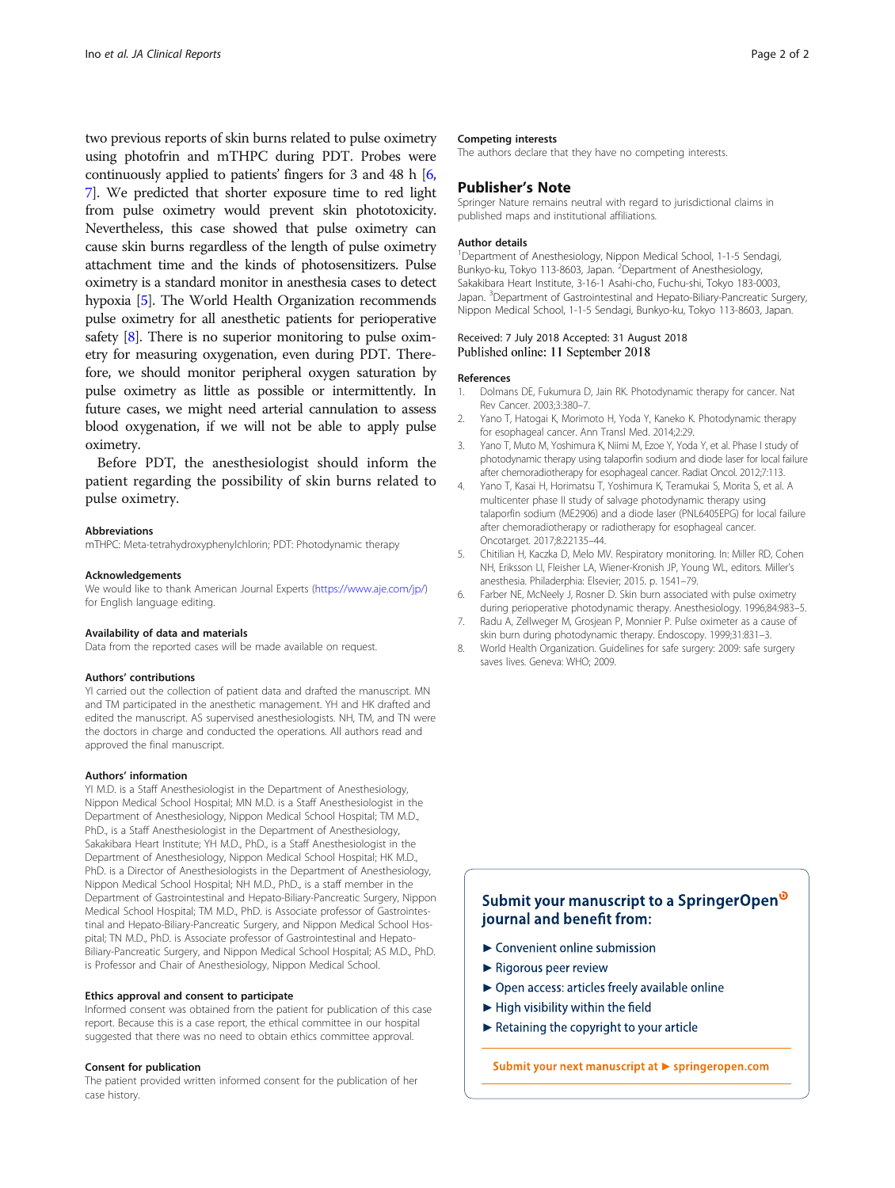two previous reports of skin burns related to pulse oximetry using photofrin and mTHPC during PDT. Probes were continuously applied to patients' fingers for 3 and 48 h [6, 7]. We predicted that shorter exposure time to red light from pulse oximetry would prevent skin phototoxicity. Nevertheless, this case showed that pulse oximetry can cause skin burns regardless of the length of pulse oximetry attachment time and the kinds of photosensitizers. Pulse oximetry is a standard monitor in anesthesia cases to detect hypoxia [5]. The World Health Organization recommends pulse oximetry for all anesthetic patients for perioperative safety [8]. There is no superior monitoring to pulse oximetry for measuring oxygenation, even during PDT. Therefore, we should monitor peripheral oxygen saturation by pulse oximetry as little as possible or intermittently. In future cases, we might need arterial cannulation to assess blood oxygenation, if we will not be able to apply pulse oximetry.

Before PDT, the anesthesiologist should inform the patient regarding the possibility of skin burns related to pulse oximetry.

### Abbreviations

mTHPC: Meta-tetrahydroxyphenylchlorin; PDT: Photodynamic therapy

### Acknowledgements

We would like to thank American Journal Experts (https://www.aje.com/jp/) for English language editing.

### Availability of data and materials

Data from the reported cases will be made available on request.

### Authors' contributions

YI carried out the collection of patient data and drafted the manuscript. MN and TM participated in the anesthetic management. YH and HK drafted and edited the manuscript. AS supervised anesthesiologists. NH, TM, and TN were the doctors in charge and conducted the operations. All authors read and approved the final manuscript.

### Authors' information

YI M.D. is a Staff Anesthesiologist in the Department of Anesthesiology, Nippon Medical School Hospital; MN M.D. is a Staff Anesthesiologist in the Department of Anesthesiology, Nippon Medical School Hospital; TM M.D., PhD., is a Staff Anesthesiologist in the Department of Anesthesiology, Sakakibara Heart Institute; YH M.D., PhD., is a Staff Anesthesiologist in the Department of Anesthesiology, Nippon Medical School Hospital; HK M.D., PhD. is a Director of Anesthesiologists in the Department of Anesthesiology, Nippon Medical School Hospital; NH M.D., PhD., is a staff member in the Department of Gastrointestinal and Hepato-Biliary-Pancreatic Surgery, Nippon Medical School Hospital; TM M.D., PhD. is Associate professor of Gastrointestinal and Hepato-Biliary-Pancreatic Surgery, and Nippon Medical School Hospital; TN M.D., PhD. is Associate professor of Gastrointestinal and Hepato-Biliary-Pancreatic Surgery, and Nippon Medical School Hospital; AS M.D., PhD. is Professor and Chair of Anesthesiology, Nippon Medical School.

### Ethics approval and consent to participate

Informed consent was obtained from the patient for publication of this case report. Because this is a case report, the ethical committee in our hospital suggested that there was no need to obtain ethics committee approval.

### Consent for publication

The patient provided written informed consent for the publication of her case history.

### Competing interests

The authors declare that they have no competing interests.

## Publisher's Note

Springer Nature remains neutral with regard to jurisdictional claims in published maps and institutional affiliations.

### Author details

[1]Department of Anesthesiology, Nippon Medical School, 1-1-5 Sendagi, Bunkyo-ku, Tokyo 113-8603, Japan. [2]Department of Anesthesiology, Sakakibara Heart Institute, 3-16-1 Asahi-cho, Fuchu-shi, Tokyo 183-0003, Japan. [3]Department of Gastrointestinal and Hepato-Biliary-Pancreatic Surgery, Nippon Medical School, 1-1-5 Sendagi, Bunkyo-ku, Tokyo 113-8603, Japan.

Received: 7 July 2018 Accepted: 31 August 2018
Published online: 11 September 2018

### References

1. Dolmans DE, Fukumura D, Jain RK. Photodynamic therapy for cancer. Nat Rev Cancer. 2003;3:380–7.
2. Yano T, Hatogai K, Morimoto H, Yoda Y, Kaneko K. Photodynamic therapy for esophageal cancer. Ann Transl Med. 2014;2:29.
3. Yano T, Muto M, Yoshimura K, Niimi M, Ezoe Y, Yoda Y, et al. Phase I study of photodynamic therapy using talaporfin sodium and diode laser for local failure after chemoradiotherapy for esophageal cancer. Radiat Oncol. 2012;7:113.
4. Yano T, Kasai H, Horimatsu T, Yoshimura K, Teramukai S, Morita S, et al. A multicenter phase II study of salvage photodynamic therapy using talaporfin sodium (ME2906) and a diode laser (PNL6405EPG) for local failure after chemoradiotherapy or radiotherapy for esophageal cancer. Oncotarget. 2017;8:22135–44.
5. Chitilian H, Kaczka D, Melo MV. Respiratory monitoring. In: Miller RD, Cohen NH, Eriksson LI, Fleisher LA, Wiener-Kronish JP, Young WL, editors. Miller's anesthesia. Philaderphia: Elsevier; 2015. p. 1541–79.
6. Farber NE, McNeely J, Rosner D. Skin burn associated with pulse oximetry during perioperative photodynamic therapy. Anesthesiology. 1996;84:983–5.
7. Radu A, Zellweger M, Grosjean P, Monnier P. Pulse oximeter as a cause of skin burn during photodynamic therapy. Endoscopy. 1999;31:831–3.
8. World Health Organization. Guidelines for safe surgery: 2009: safe surgery saves lives. Geneva: WHO; 2009.